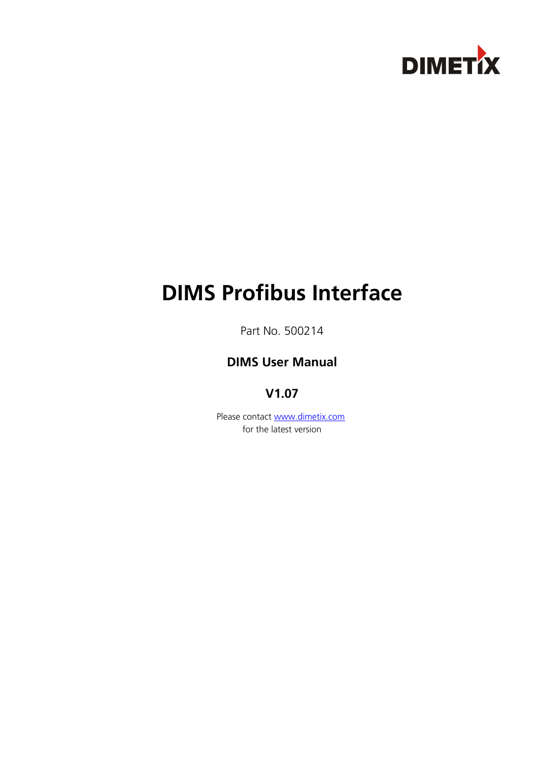DIMETIX

# DIMS Profibus Interface

Part No. 500214

**DIMS User Manual**

**V1.07**

Please contact [www.dimetix.com](http://www.dimetix.com)
for the latest version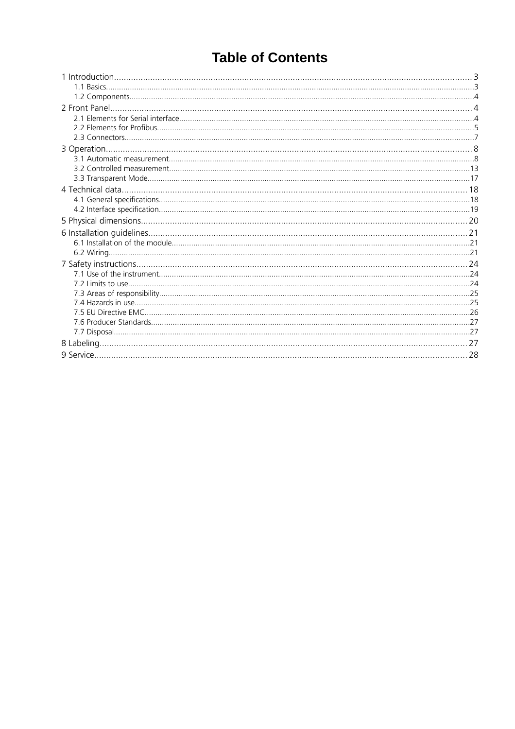# Table of Contents

1 Introduction ........ 3
- 1.1 Basics ........ 3
- 1.2 Components ........ 4

2 Front Panel ........ 4
- 2.1 Elements for Serial interface ........ 4
- 2.2 Elements for Profibus ........ 5
- 2.3 Connectors ........ 7

3 Operation ........ 8
- 3.1 Automatic measurement ........ 8
- 3.2 Controlled measurement ........ 13
- 3.3 Transparent Mode ........ 17

4 Technical data ........ 18
- 4.1 General specifications ........ 18
- 4.2 Interface specification ........ 19

5 Physical dimensions ........ 20

6 Installation guidelines ........ 21
- 6.1 Installation of the module ........ 21
- 6.2 Wiring ........ 21

7 Safety instructions ........ 24
- 7.1 Use of the instrument ........ 24
- 7.2 Limits to use ........ 24
- 7.3 Areas of responsibility ........ 25
- 7.4 Hazards in use ........ 25
- 7.5 EU Directive EMC ........ 26
- 7.6 Producer Standards ........ 27
- 7.7 Disposal ........ 27

8 Labeling ........ 27

9 Service ........ 28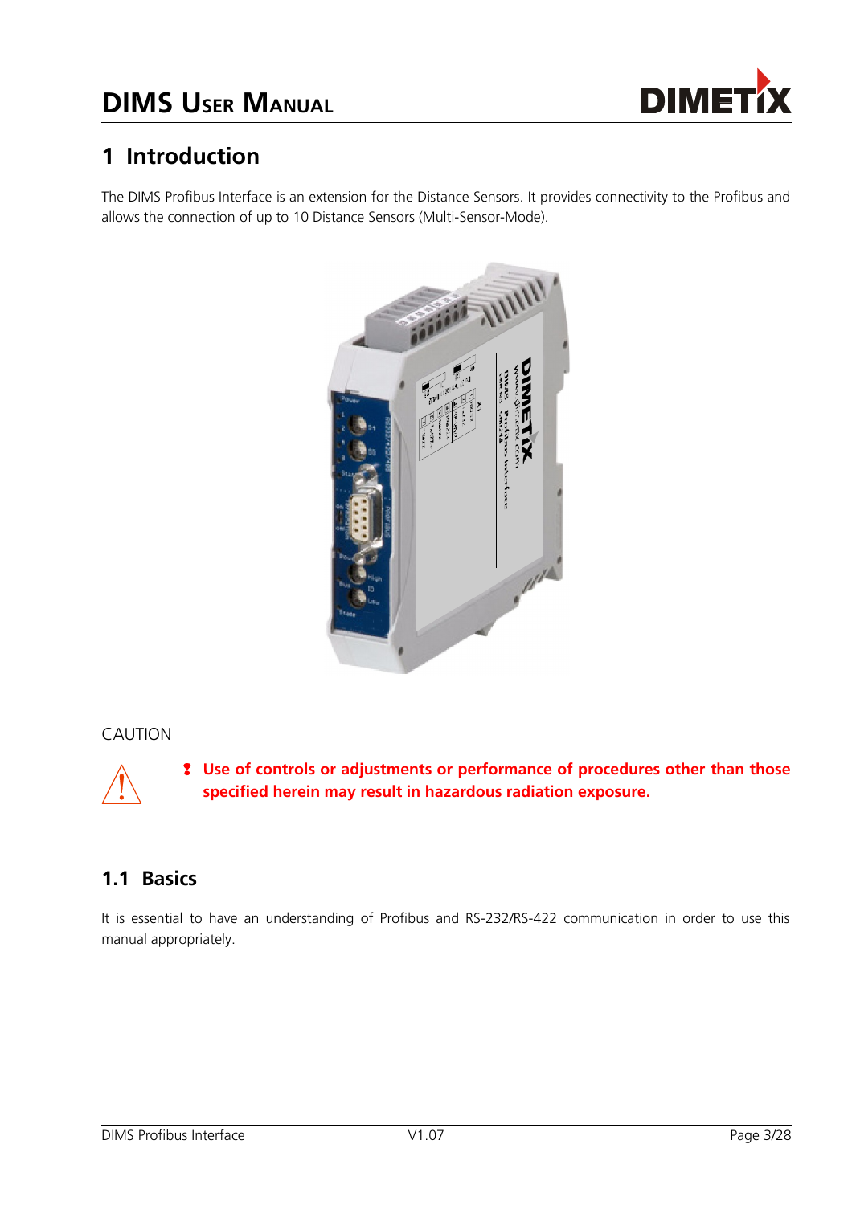# 1 Introduction

The DIMS Profibus Interface is an extension for the Distance Sensors. It provides connectivity to the Profibus and allows the connection of up to 10 Distance Sensors (Multi-Sensor-Mode).

CAUTION

- **Use of controls or adjustments or performance of procedures other than those specified herein may result in hazardous radiation exposure.**

## 1.1 Basics

It is essential to have an understanding of Profibus and RS-232/RS-422 communication in order to use this manual appropriately.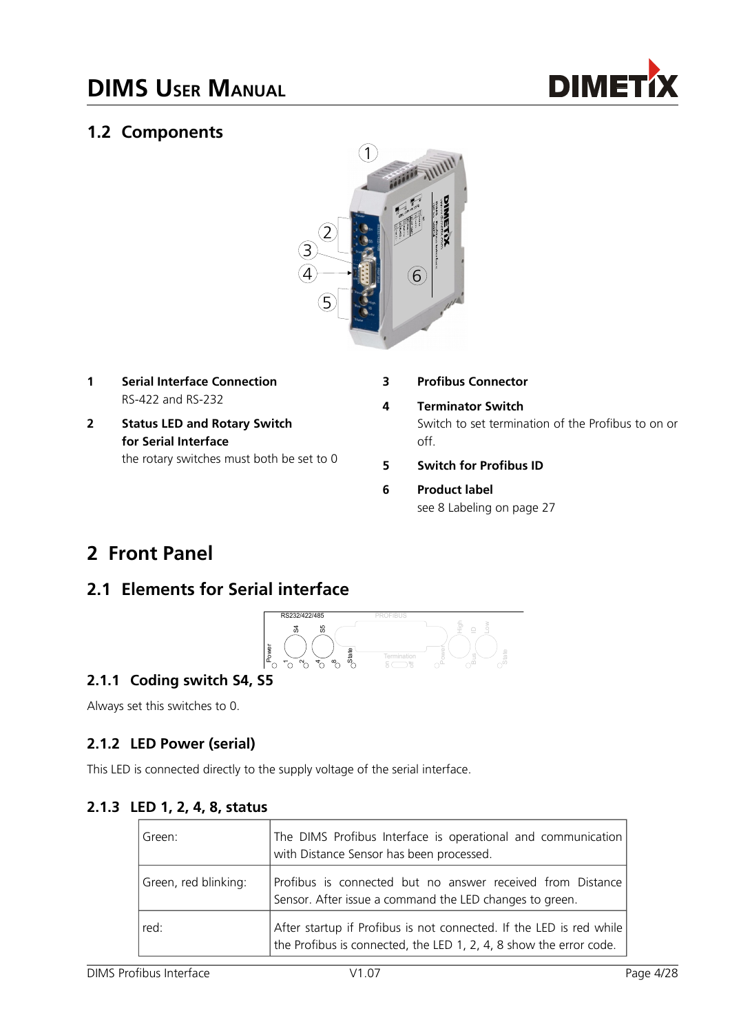## 1.2 Components

**1** **Serial Interface Connection**
RS-422 and RS-232

**2** **Status LED and Rotary Switch for Serial Interface**
the rotary switches must both be set to 0

**3** **Profibus Connector**

**4** **Terminator Switch**
Switch to set termination of the Profibus to on or off.

**5** **Switch for Profibus ID**

**6** **Product label**
see 8 Labeling on page 27

# 2 Front Panel

## 2.1 Elements for Serial interface

### 2.1.1 Coding switch S4, S5

Always set this switches to 0.

### 2.1.2 LED Power (serial)

This LED is connected directly to the supply voltage of the serial interface.

### 2.1.3 LED 1, 2, 4, 8, status

| | |
|---|---|
| Green: | The DIMS Profibus Interface is operational and communication with Distance Sensor has been processed. |
| Green, red blinking: | Profibus is connected but no answer received from Distance Sensor. After issue a command the LED changes to green. |
| red: | After startup if Profibus is not connected. If the LED is red while the Profibus is connected, the LED 1, 2, 4, 8 show the error code. |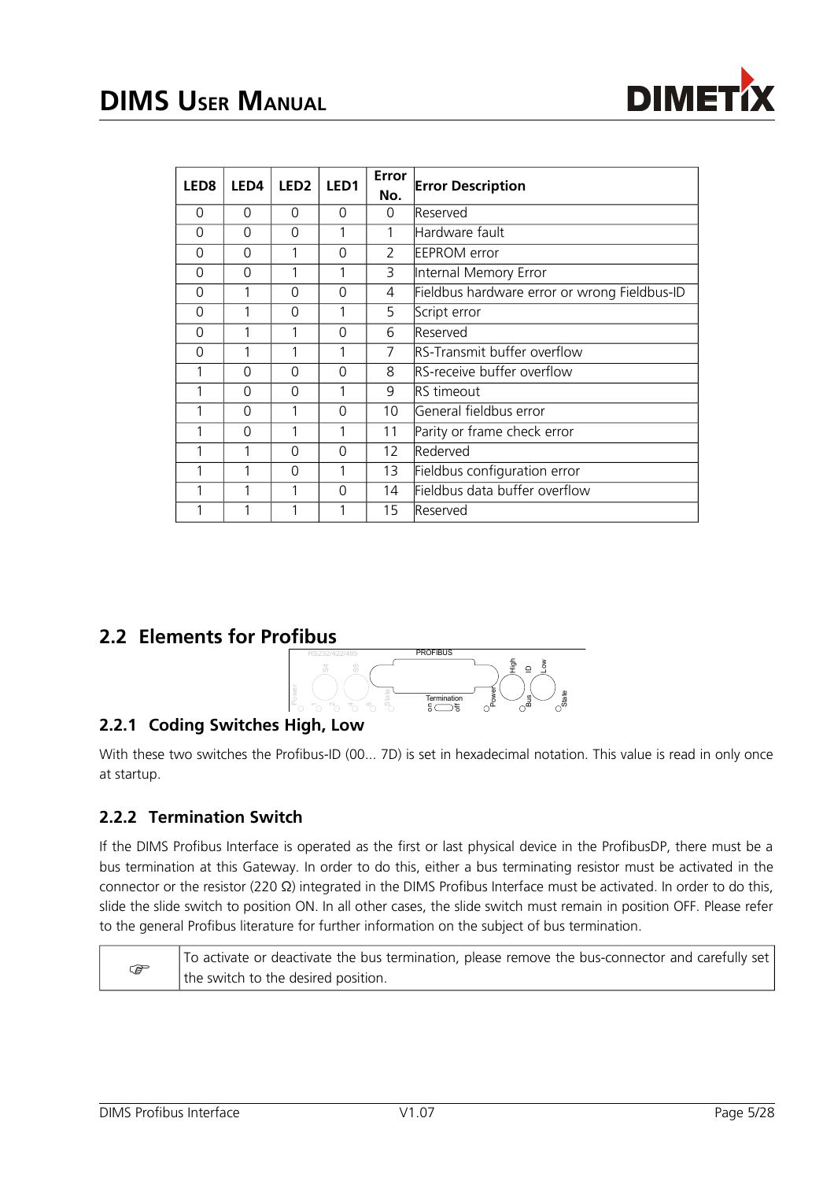| LED8 | LED4 | LED2 | LED1 | Error No. | Error Description |
|---|---|---|---|---|---|
| 0 | 0 | 0 | 0 | 0 | Reserved |
| 0 | 0 | 0 | 1 | 1 | Hardware fault |
| 0 | 0 | 1 | 0 | 2 | EEPROM error |
| 0 | 0 | 1 | 1 | 3 | Internal Memory Error |
| 0 | 1 | 0 | 0 | 4 | Fieldbus hardware error or wrong Fieldbus-ID |
| 0 | 1 | 0 | 1 | 5 | Script error |
| 0 | 1 | 1 | 0 | 6 | Reserved |
| 0 | 1 | 1 | 1 | 7 | RS-Transmit buffer overflow |
| 1 | 0 | 0 | 0 | 8 | RS-receive buffer overflow |
| 1 | 0 | 0 | 1 | 9 | RS timeout |
| 1 | 0 | 1 | 0 | 10 | General fieldbus error |
| 1 | 0 | 1 | 1 | 11 | Parity or frame check error |
| 1 | 1 | 0 | 0 | 12 | Rederved |
| 1 | 1 | 0 | 1 | 13 | Fieldbus configuration error |
| 1 | 1 | 1 | 0 | 14 | Fieldbus data buffer overflow |
| 1 | 1 | 1 | 1 | 15 | Reserved |

## 2.2 Elements for Profibus

### 2.2.1 Coding Switches High, Low

With these two switches the Profibus-ID (00... 7D) is set in hexadecimal notation. This value is read in only once at startup.

### 2.2.2 Termination Switch

If the DIMS Profibus Interface is operated as the first or last physical device in the ProfibusDP, there must be a bus termination at this Gateway. In order to do this, either a bus terminating resistor must be activated in the connector or the resistor (220 Ω) integrated in the DIMS Profibus Interface must be activated. In order to do this, slide the slide switch to position ON. In all other cases, the slide switch must remain in position OFF. Please refer to the general Profibus literature for further information on the subject of bus termination.

| ☞ | To activate or deactivate the bus termination, please remove the bus-connector and carefully set the switch to the desired position. |
|---|---|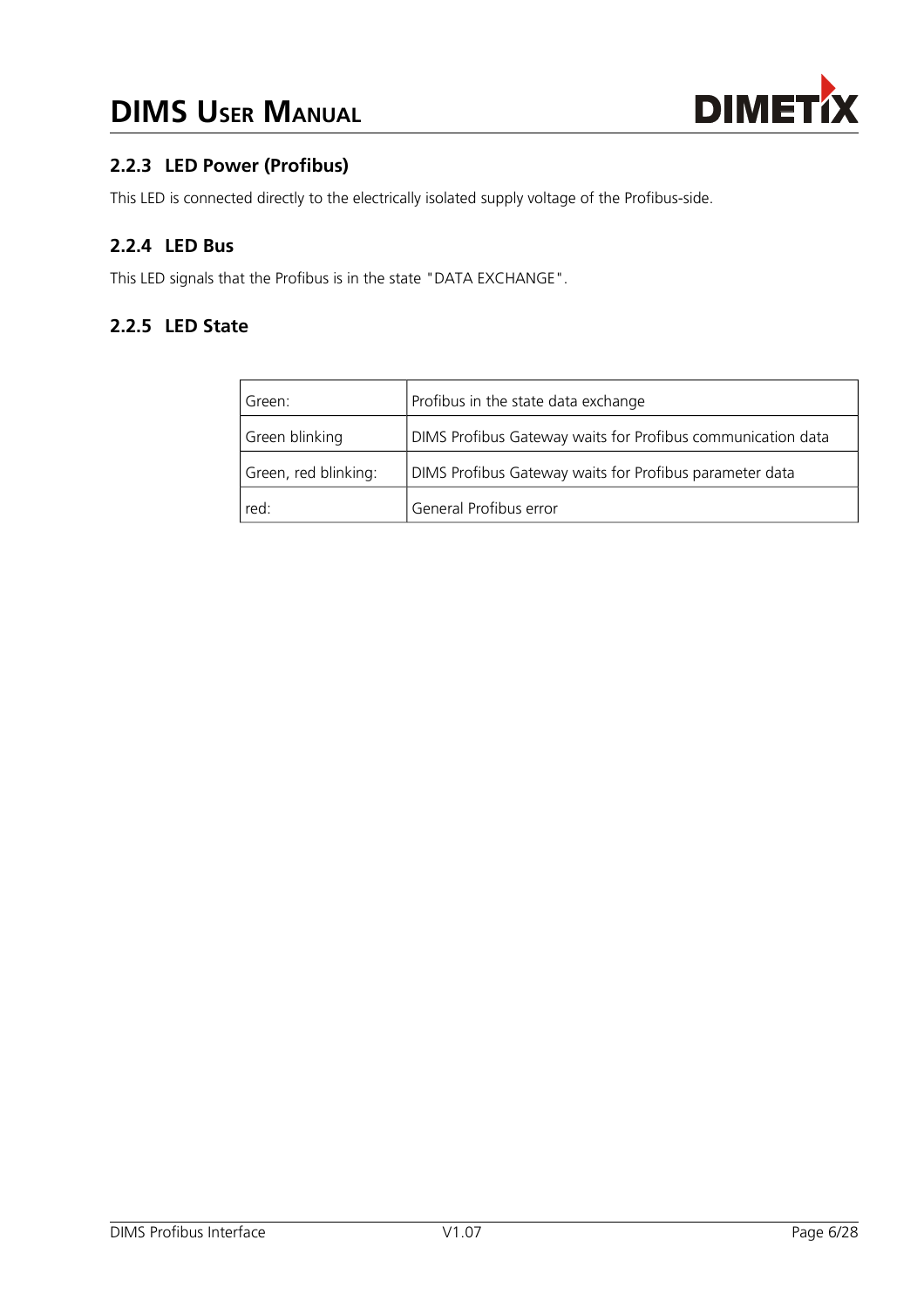### 2.2.3 LED Power (Profibus)

This LED is connected directly to the electrically isolated supply voltage of the Profibus-side.

### 2.2.4 LED Bus

This LED signals that the Profibus is in the state "DATA EXCHANGE".

### 2.2.5 LED State

| | |
|---|---|
| Green: | Profibus in the state data exchange |
| Green blinking | DIMS Profibus Gateway waits for Profibus communication data |
| Green, red blinking: | DIMS Profibus Gateway waits for Profibus parameter data |
| red: | General Profibus error |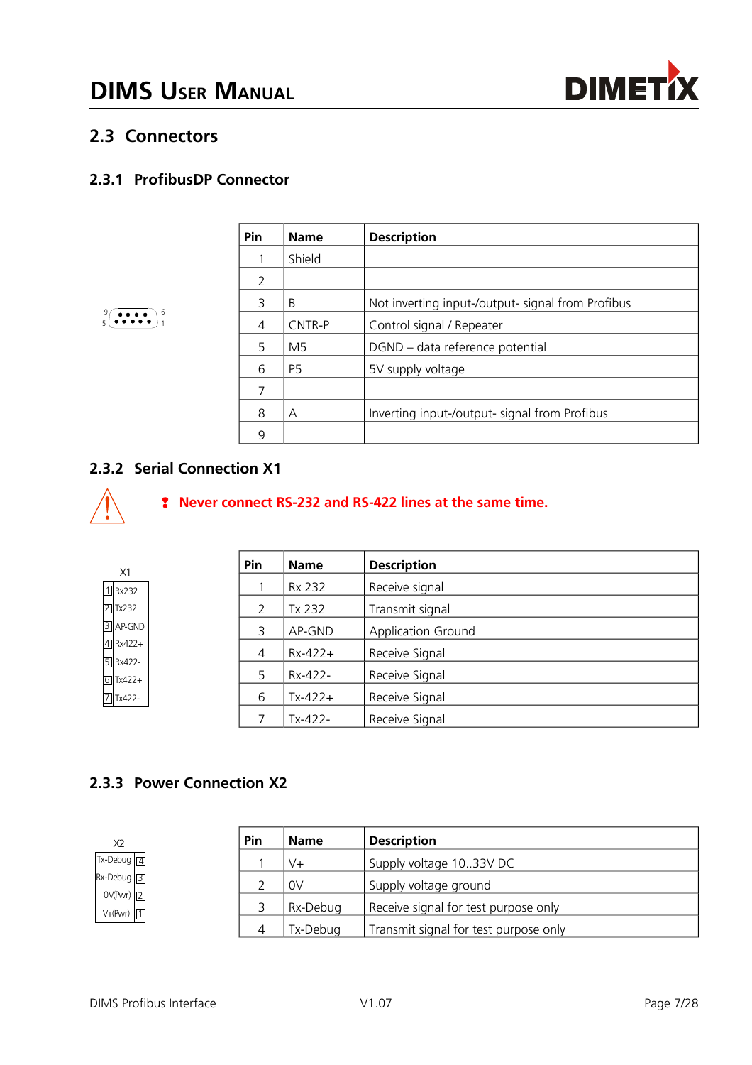## 2.3 Connectors

### 2.3.1 ProfibusDP Connector

| Pin | Name | Description |
|---|---|---|
| 1 | Shield | |
| 2 | | |
| 3 | B | Not inverting input-/output- signal from Profibus |
| 4 | CNTR-P | Control signal / Repeater |
| 5 | M5 | DGND – data reference potential |
| 6 | P5 | 5V supply voltage |
| 7 | | |
| 8 | A | Inverting input-/output- signal from Profibus |
| 9 | | |

### 2.3.2 Serial Connection X1

**Never connect RS-232 and RS-422 lines at the same time.**

| Pin | Name | Description |
|---|---|---|
| 1 | Rx 232 | Receive signal |
| 2 | Tx 232 | Transmit signal |
| 3 | AP-GND | Application Ground |
| 4 | Rx-422+ | Receive Signal |
| 5 | Rx-422- | Receive Signal |
| 6 | Tx-422+ | Receive Signal |
| 7 | Tx-422- | Receive Signal |

### 2.3.3 Power Connection X2

| Pin | Name | Description |
|---|---|---|
| 1 | V+ | Supply voltage 10..33V DC |
| 2 | 0V | Supply voltage ground |
| 3 | Rx-Debug | Receive signal for test purpose only |
| 4 | Tx-Debug | Transmit signal for test purpose only |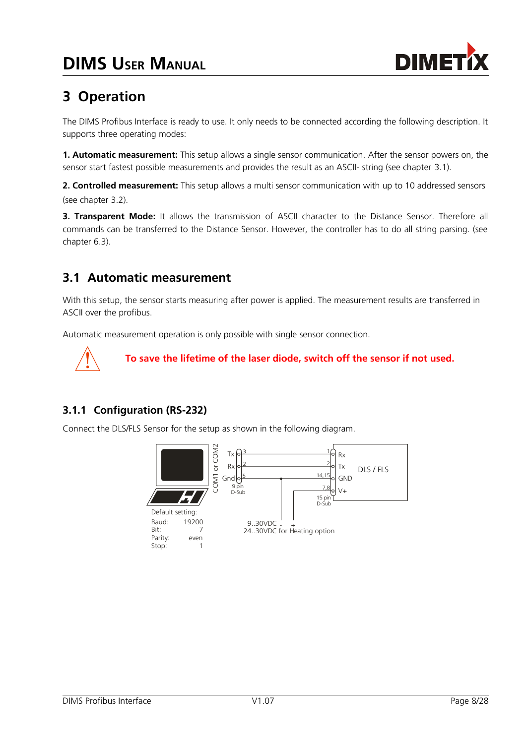# 3 Operation

The DIMS Profibus Interface is ready to use. It only needs to be connected according the following description. It supports three operating modes:

**1. Automatic measurement:** This setup allows a single sensor communication. After the sensor powers on, the sensor start fastest possible measurements and provides the result as an ASCII- string (see chapter 3.1).

**2. Controlled measurement:** This setup allows a multi sensor communication with up to 10 addressed sensors (see chapter 3.2).

**3. Transparent Mode:** It allows the transmission of ASCII character to the Distance Sensor. Therefore all commands can be transferred to the Distance Sensor. However, the controller has to do all string parsing. (see chapter 6.3).

## 3.1 Automatic measurement

With this setup, the sensor starts measuring after power is applied. The measurement results are transferred in ASCII over the profibus.

Automatic measurement operation is only possible with single sensor connection.

**To save the lifetime of the laser diode, switch off the sensor if not used.**

### 3.1.1 Configuration (RS-232)

Connect the DLS/FLS Sensor for the setup as shown in the following diagram.

COM1 or COM2

| 9 pin D-Sub | | 15 pin D-Sub | DLS / FLS |
|---|---|---|---|
| Tx | 3 | 1 | Rx |
| Rx | 2 | 2 | Tx |
| Gnd | 5 | 14,15 | GND |
| | | 7,8 | V+ |

9..30VDC - +
24..30VDC for Heating option

Default setting:

| | |
|---|---|
| Baud: | 19200 |
| Bit: | 7 |
| Parity: | even |
| Stop: | 1 |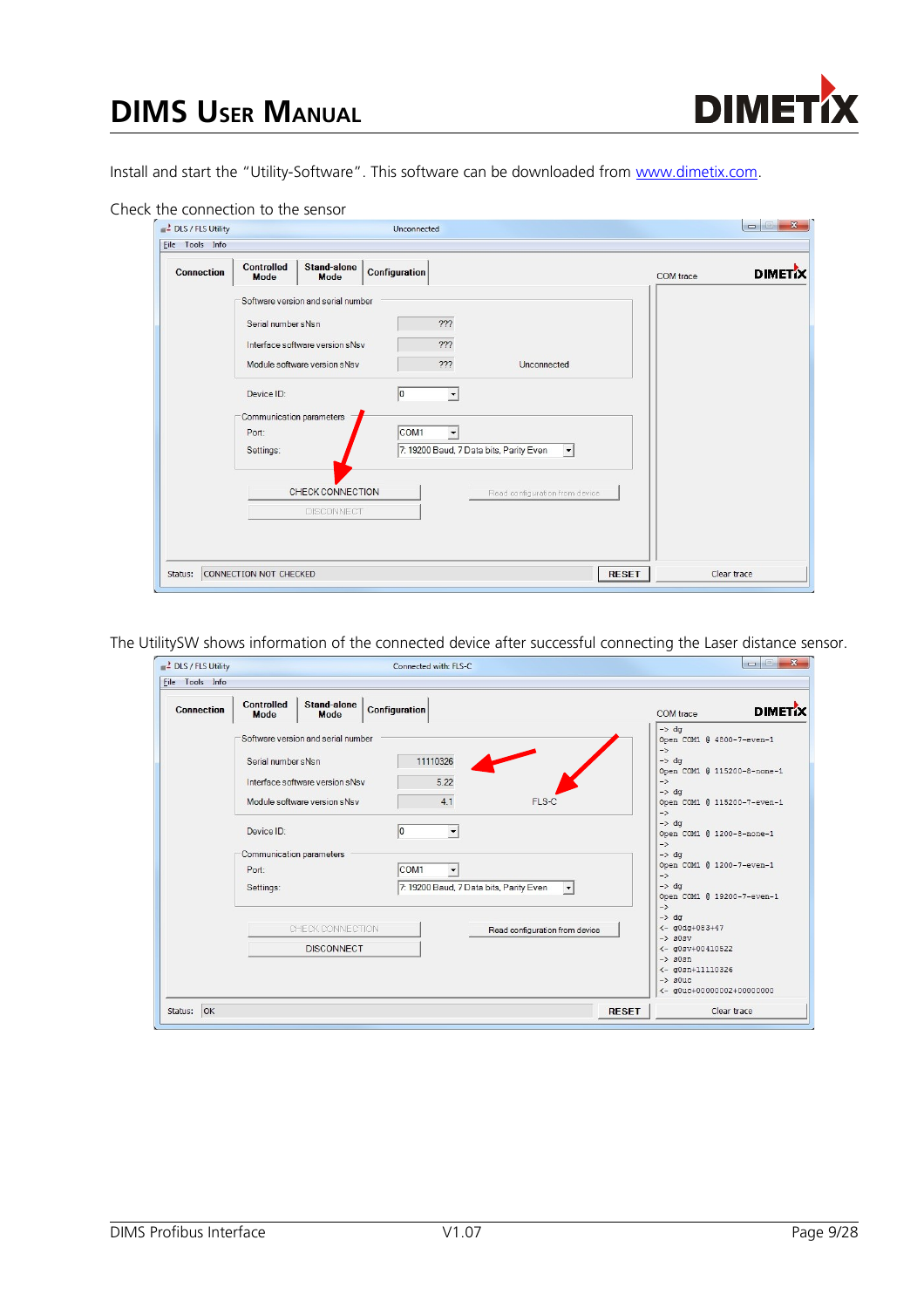Install and start the "Utility-Software". This software can be downloaded from www.dimetix.com.

Check the connection to the sensor

The UtilitySW shows information of the connected device after successful connecting the Laser distance sensor.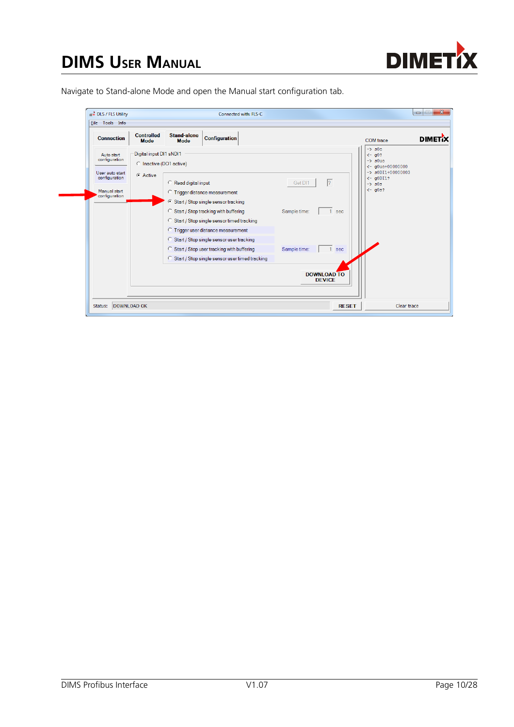Navigate to Stand-alone Mode and open the Manual start configuration tab.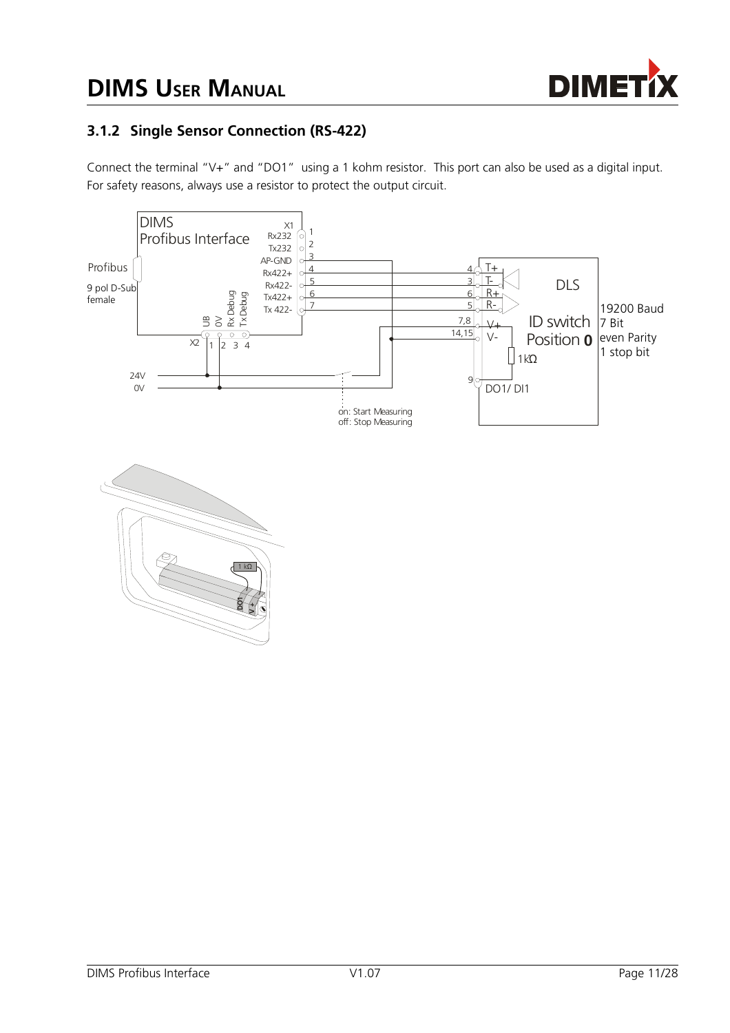### 3.1.2 Single Sensor Connection (RS-422)

Connect the terminal "V+" and "DO1" using a 1 kohm resistor. This port can also be used as a digital input. For safety reasons, always use a resistor to protect the output circuit.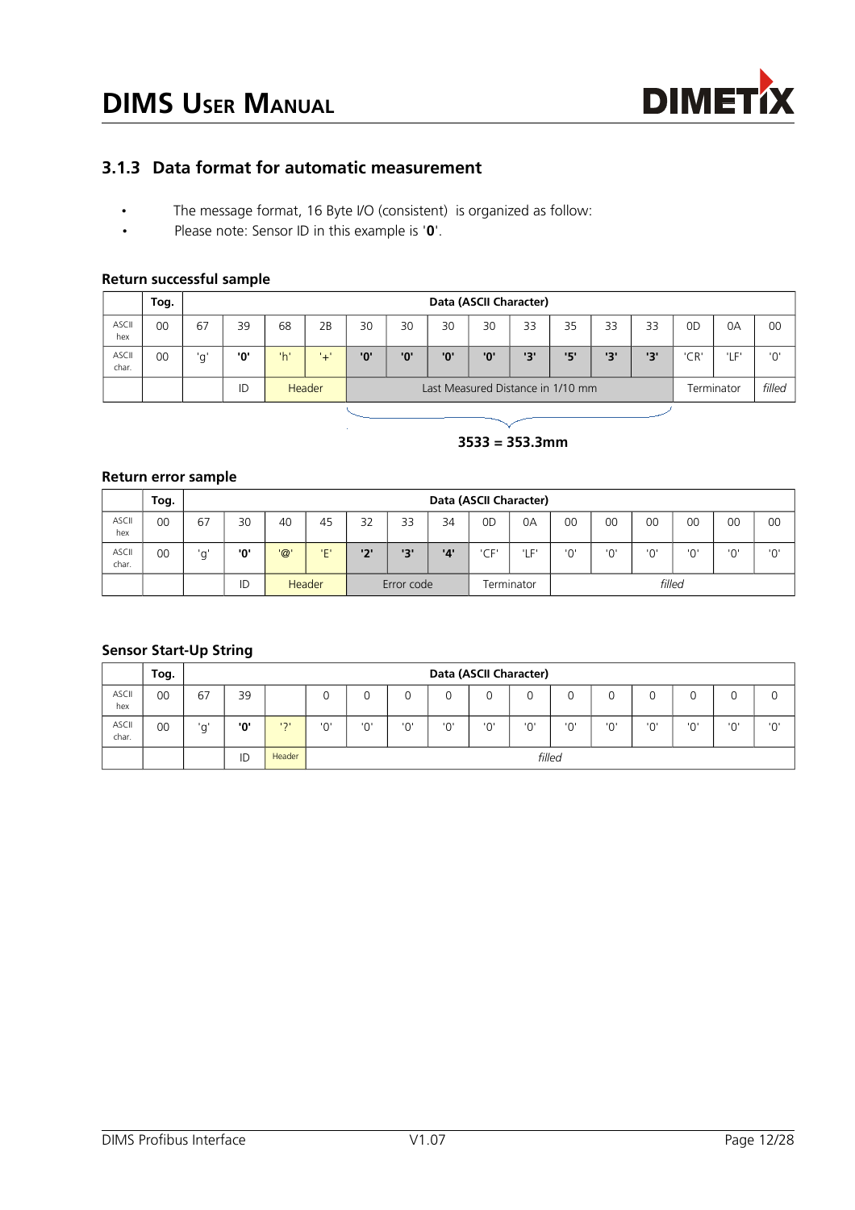### 3.1.3 Data format for automatic measurement

- The message format, 16 Byte I/O (consistent) is organized as follow:
- Please note: Sensor ID in this example is '**0**'.

**Return successful sample**

| | Tog. | Data (ASCII Character) | | | | | | | | | | | | | | | |
|---|---|---|---|---|---|---|---|---|---|---|---|---|---|---|---|---|---|
| ASCII hex | 00 | 67 | 39 | 68 | 2B | 30 | 30 | 30 | 30 | 33 | 35 | 33 | 33 | 0D | 0A | 00 | |
| ASCII char. | 00 | 'g' | **'0'** | 'h' | '+' | **'0'** | **'0'** | **'0'** | **'0'** | **'3'** | **'5'** | **'3'** | **'3'** | 'CR' | 'LF' | '0' | |
| | | | ID | Header | | Last Measured Distance in 1/10 mm | | | | | | | | Terminator | | *filled* | |

**3533 = 353.3mm**

**Return error sample**

| | Tog. | Data (ASCII Character) | | | | | | | | | | | | | | | |
|---|---|---|---|---|---|---|---|---|---|---|---|---|---|---|---|---|---|
| ASCII hex | 00 | 67 | 30 | 40 | 45 | 32 | 33 | 34 | 0D | 0A | 00 | 00 | 00 | 00 | 00 | 00 | |
| ASCII char. | 00 | 'g' | **'0'** | '@' | 'E' | **'2'** | **'3'** | **'4'** | 'CF' | 'LF' | '0' | '0' | '0' | '0' | '0' | '0' | |
| | | | ID | Header | | Error code | | | Terminator | | *filled* | | | | | | |

**Sensor Start-Up String**

| | Tog. | Data (ASCII Character) | | | | | | | | | | | | | | | |
|---|---|---|---|---|---|---|---|---|---|---|---|---|---|---|---|---|---|
| ASCII hex | 00 | 67 | 39 | | 0 | 0 | 0 | 0 | 0 | 0 | 0 | 0 | 0 | 0 | 0 | 0 | |
| ASCII char. | 00 | 'g' | **'0'** | '?' | '0' | '0' | '0' | '0' | '0' | '0' | '0' | '0' | '0' | '0' | '0' | '0' | |
| | | | ID | Header | *filled* | | | | | | | | | | | | |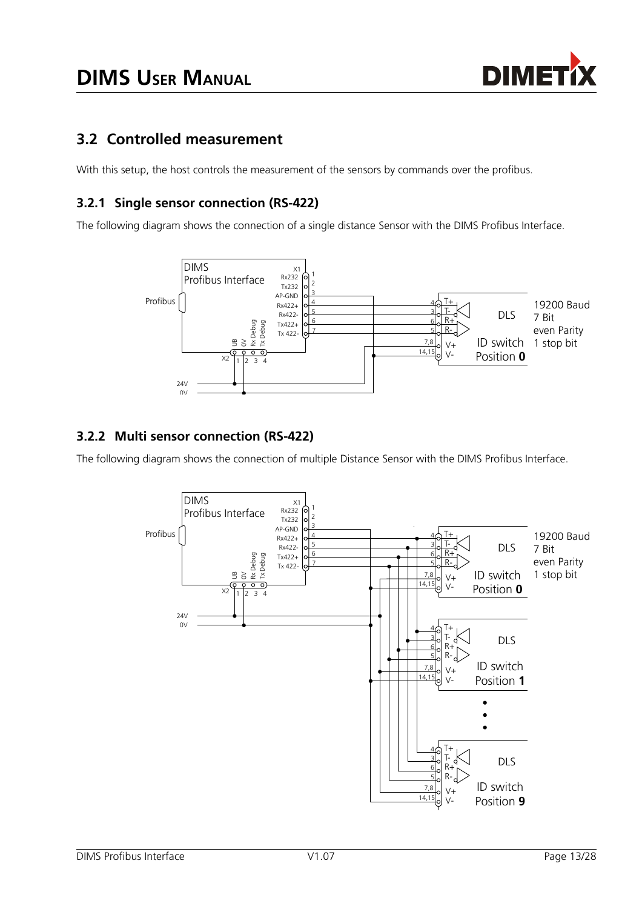## 3.2 Controlled measurement

With this setup, the host controls the measurement of the sensors by commands over the profibus.

### 3.2.1 Single sensor connection (RS-422)

The following diagram shows the connection of a single distance Sensor with the DIMS Profibus Interface.

### 3.2.2 Multi sensor connection (RS-422)

The following diagram shows the connection of multiple Distance Sensor with the DIMS Profibus Interface.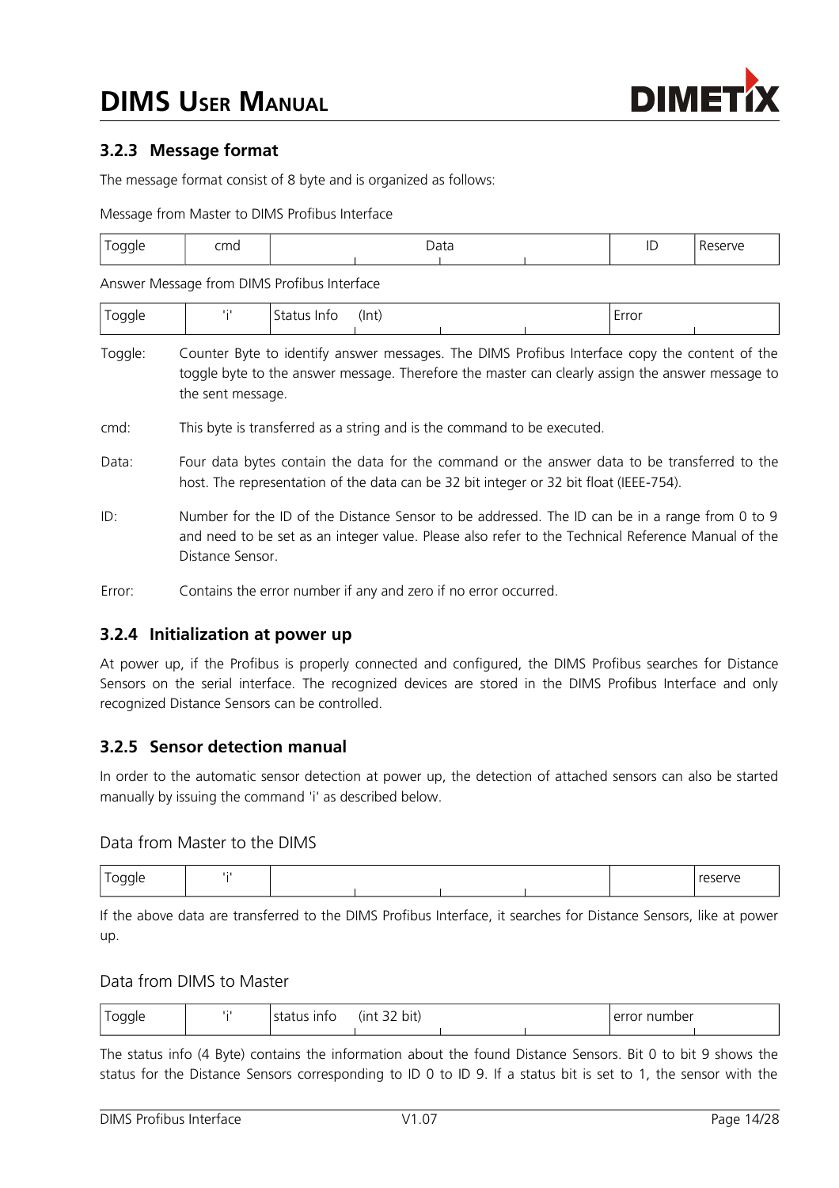### 3.2.3 Message format

The message format consist of 8 byte and is organized as follows:

Message from Master to DIMS Profibus Interface

| Toggle | cmd | Data | | | | ID | Reserve |
|---|---|---|---|---|---|---|---|

Answer Message from DIMS Profibus Interface

| Toggle | 'i' | Status Info (Int) | | | | Error | |
|---|---|---|---|---|---|---|---|

Toggle: Counter Byte to identify answer messages. The DIMS Profibus Interface copy the content of the toggle byte to the answer message. Therefore the master can clearly assign the answer message to the sent message.

cmd: This byte is transferred as a string and is the command to be executed.

Data: Four data bytes contain the data for the command or the answer data to be transferred to the host. The representation of the data can be 32 bit integer or 32 bit float (IEEE-754).

ID: Number for the ID of the Distance Sensor to be addressed. The ID can be in a range from 0 to 9 and need to be set as an integer value. Please also refer to the Technical Reference Manual of the Distance Sensor.

Error: Contains the error number if any and zero if no error occurred.

### 3.2.4 Initialization at power up

At power up, if the Profibus is properly connected and configured, the DIMS Profibus searches for Distance Sensors on the serial interface. The recognized devices are stored in the DIMS Profibus Interface and only recognized Distance Sensors can be controlled.

### 3.2.5 Sensor detection manual

In order to the automatic sensor detection at power up, the detection of attached sensors can also be started manually by issuing the command 'i' as described below.

Data from Master to the DIMS

| Toggle | 'i' | | | | | | reserve |
|---|---|---|---|---|---|---|---|

If the above data are transferred to the DIMS Profibus Interface, it searches for Distance Sensors, like at power up.

Data from DIMS to Master

| Toggle | 'i' | status info (int 32 bit) | | | | error number | |
|---|---|---|---|---|---|---|---|

The status info (4 Byte) contains the information about the found Distance Sensors. Bit 0 to bit 9 shows the status for the Distance Sensors corresponding to ID 0 to ID 9. If a status bit is set to 1, the sensor with the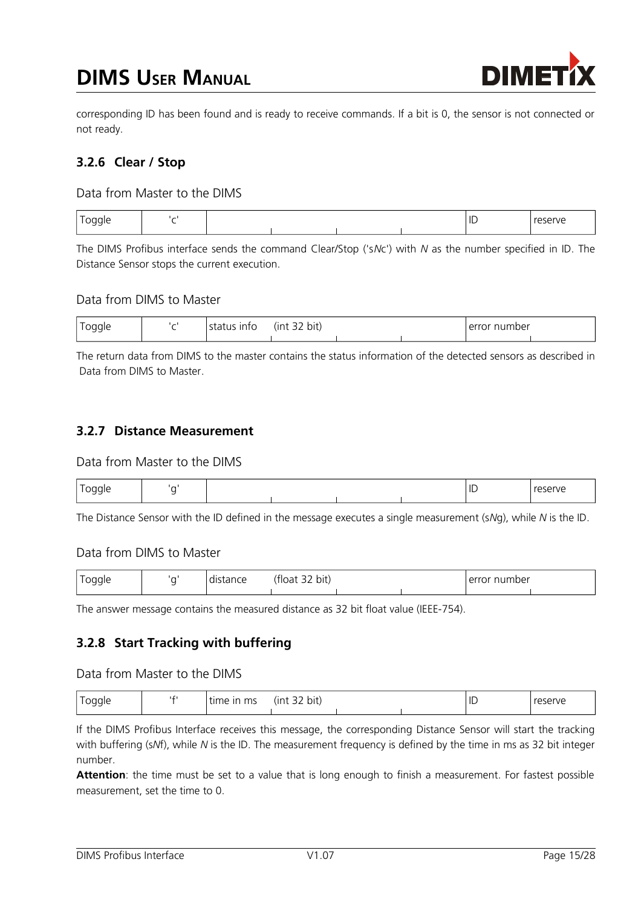corresponding ID has been found and is ready to receive commands. If a bit is 0, the sensor is not connected or not ready.

### 3.2.6 Clear / Stop

Data from Master to the DIMS

| Toggle | 'c' | | | | ID | reserve |
|---|---|---|---|---|---|---|

The DIMS Profibus interface sends the command Clear/Stop ('s*N*c') with *N* as the number specified in ID. The Distance Sensor stops the current execution.

Data from DIMS to Master

| Toggle | 'c' | status info | (int 32 bit) | | error number | |
|---|---|---|---|---|---|---|

The return data from DIMS to the master contains the status information of the detected sensors as described in Data from DIMS to Master.

### 3.2.7 Distance Measurement

Data from Master to the DIMS

| Toggle | 'g' | | | | ID | reserve |
|---|---|---|---|---|---|---|

The Distance Sensor with the ID defined in the message executes a single measurement (s*N*g), while *N* is the ID.

Data from DIMS to Master

| Toggle | 'g' | distance | (float 32 bit) | | error number | |
|---|---|---|---|---|---|---|

The answer message contains the measured distance as 32 bit float value (IEEE-754).

### 3.2.8 Start Tracking with buffering

Data from Master to the DIMS

| Toggle | 'f' | time in ms | (int 32 bit) | | ID | reserve |
|---|---|---|---|---|---|---|

If the DIMS Profibus Interface receives this message, the corresponding Distance Sensor will start the tracking with buffering (s*N*f), while *N* is the ID. The measurement frequency is defined by the time in ms as 32 bit integer number.

**Attention**: the time must be set to a value that is long enough to finish a measurement. For fastest possible measurement, set the time to 0.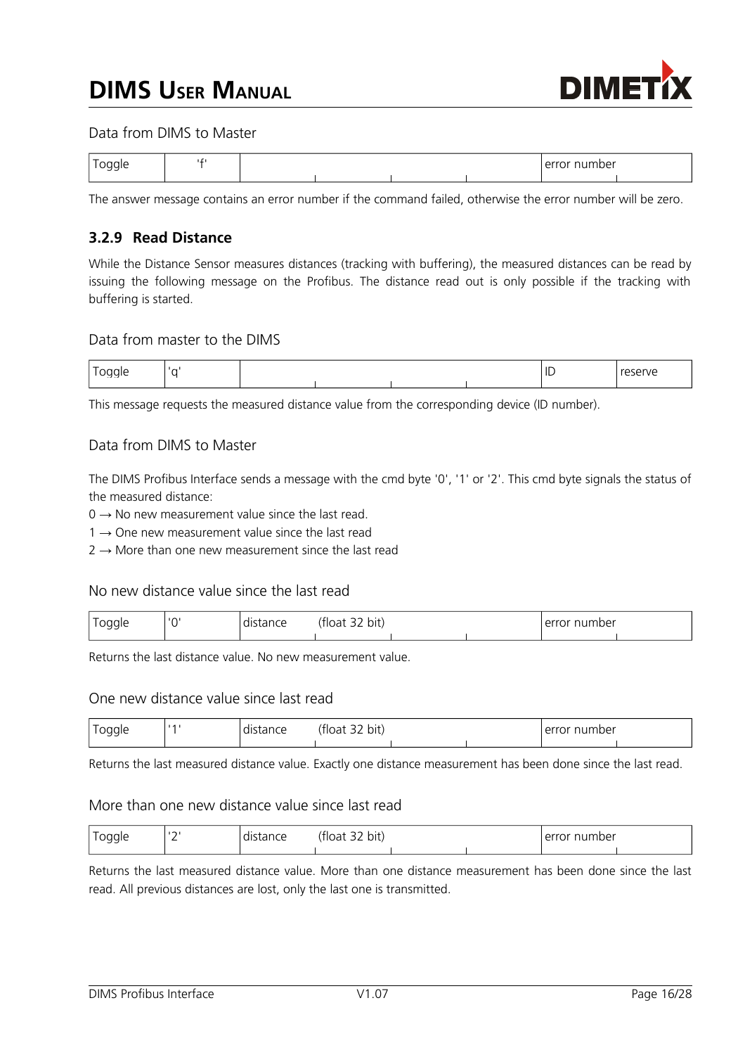Data from DIMS to Master

| Toggle | 'f' | | | | | error number | |
|---|---|---|---|---|---|---|---|

The answer message contains an error number if the command failed, otherwise the error number will be zero.

### 3.2.9 Read Distance

While the Distance Sensor measures distances (tracking with buffering), the measured distances can be read by issuing the following message on the Profibus. The distance read out is only possible if the tracking with buffering is started.

Data from master to the DIMS

| Toggle | 'q' | | | | | ID | reserve |
|---|---|---|---|---|---|---|---|

This message requests the measured distance value from the corresponding device (ID number).

Data from DIMS to Master

The DIMS Profibus Interface sends a message with the cmd byte '0', '1' or '2'. This cmd byte signals the status of the measured distance:

0 → No new measurement value since the last read.

1 → One new measurement value since the last read

2 → More than one new measurement since the last read

No new distance value since the last read

| Toggle | '0' | distance | (float 32 bit) | | | error number | |
|---|---|---|---|---|---|---|---|

Returns the last distance value. No new measurement value.

One new distance value since last read

| Toggle | '1' | distance | (float 32 bit) | | | error number | |
|---|---|---|---|---|---|---|---|

Returns the last measured distance value. Exactly one distance measurement has been done since the last read.

More than one new distance value since last read

| Toggle | '2' | distance | (float 32 bit) | | | error number | |
|---|---|---|---|---|---|---|---|

Returns the last measured distance value. More than one distance measurement has been done since the last read. All previous distances are lost, only the last one is transmitted.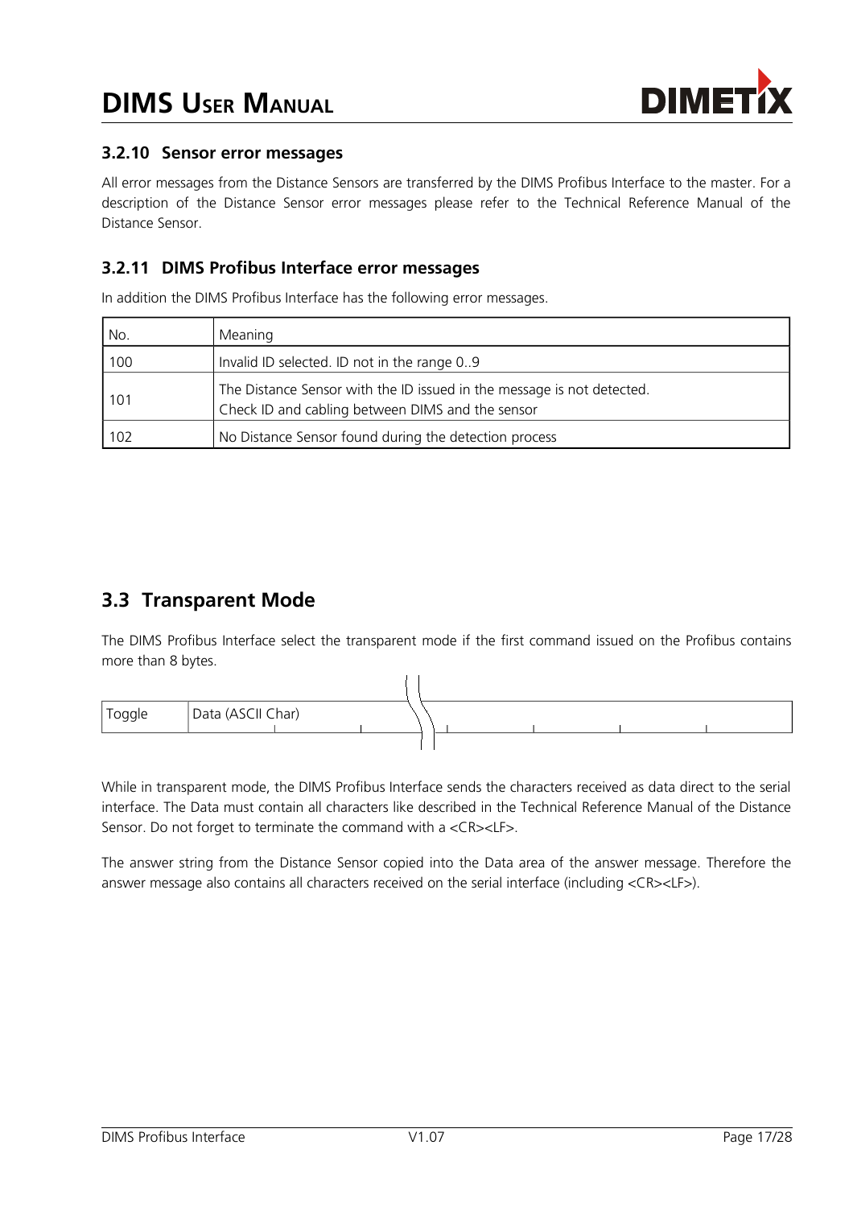### 3.2.10 Sensor error messages

All error messages from the Distance Sensors are transferred by the DIMS Profibus Interface to the master. For a description of the Distance Sensor error messages please refer to the Technical Reference Manual of the Distance Sensor.

### 3.2.11 DIMS Profibus Interface error messages

In addition the DIMS Profibus Interface has the following error messages.

| No. | Meaning |
| --- | --- |
| 100 | Invalid ID selected. ID not in the range 0..9 |
| 101 | The Distance Sensor with the ID issued in the message is not detected. Check ID and cabling between DIMS and the sensor |
| 102 | No Distance Sensor found during the detection process |

## 3.3 Transparent Mode

The DIMS Profibus Interface select the transparent mode if the first command issued on the Profibus contains more than 8 bytes.

| Toggle | Data (ASCII Char) |
| --- | --- |

While in transparent mode, the DIMS Profibus Interface sends the characters received as data direct to the serial interface. The Data must contain all characters like described in the Technical Reference Manual of the Distance Sensor. Do not forget to terminate the command with a <CR><LF>.

The answer string from the Distance Sensor copied into the Data area of the answer message. Therefore the answer message also contains all characters received on the serial interface (including <CR><LF>).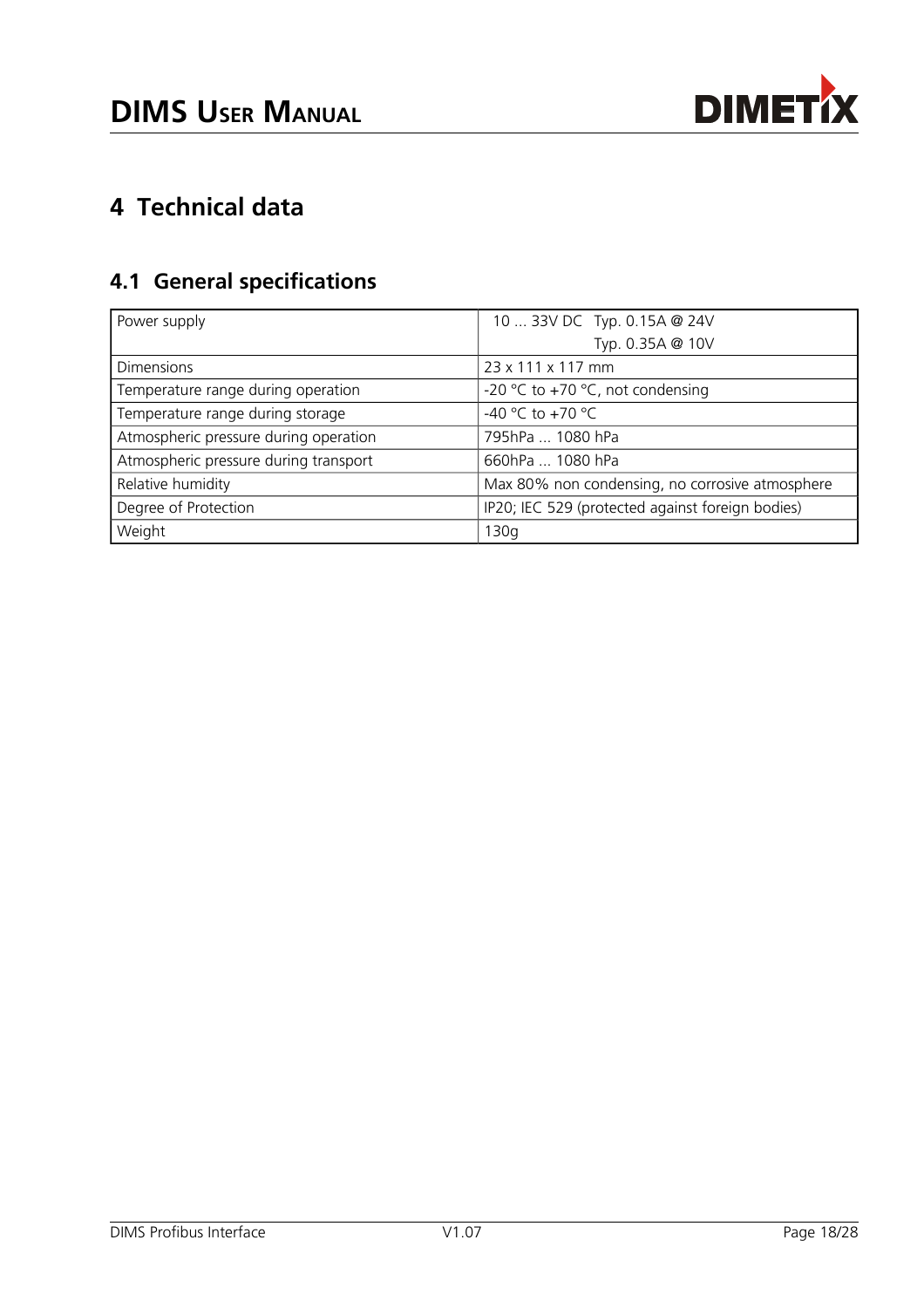# 4 Technical data

## 4.1 General specifications

| | |
|---|---|
| Power supply | 10 ... 33V DC Typ. 0.15A @ 24V<br>Typ. 0.35A @ 10V |
| Dimensions | 23 x 111 x 117 mm |
| Temperature range during operation | -20 °C to +70 °C, not condensing |
| Temperature range during storage | -40 °C to +70 °C |
| Atmospheric pressure during operation | 795hPa ... 1080 hPa |
| Atmospheric pressure during transport | 660hPa ... 1080 hPa |
| Relative humidity | Max 80% non condensing, no corrosive atmosphere |
| Degree of Protection | IP20; IEC 529 (protected against foreign bodies) |
| Weight | 130g |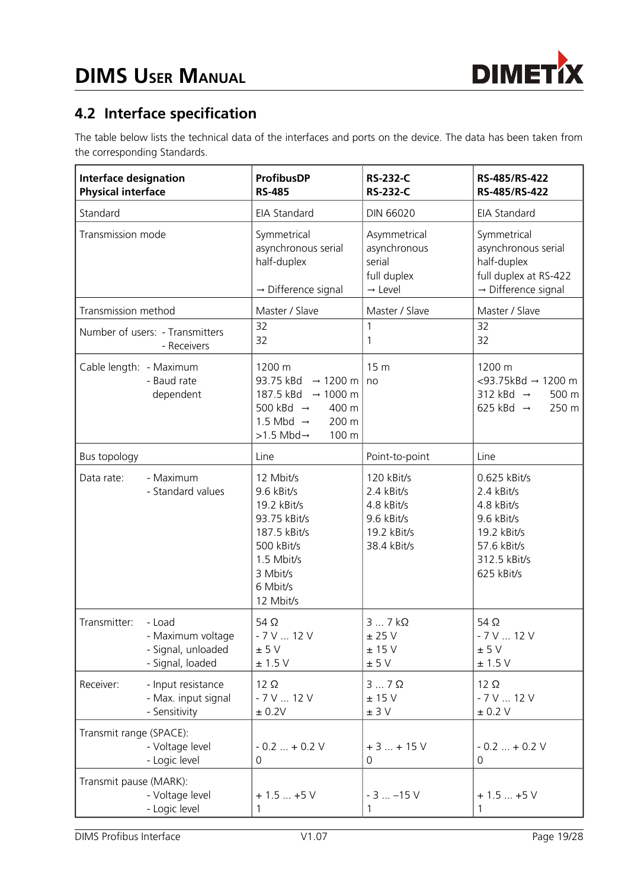## 4.2 Interface specification

The table below lists the technical data of the interfaces and ports on the device. The data has been taken from the corresponding Standards.

| **Interface designation**<br>**Physical interface** | **ProfibusDP**<br>**RS-485** | **RS-232-C**<br>**RS-232-C** | **RS-485/RS-422**<br>**RS-485/RS-422** |
|---|---|---|---|
| Standard | EIA Standard | DIN 66020 | EIA Standard |
| Transmission mode | Symmetrical asynchronous serial half-duplex<br>→ Difference signal | Asymmetrical asynchronous serial full duplex<br>→ Level | Symmetrical asynchronous serial half-duplex full duplex at RS-422<br>→ Difference signal |
| Transmission method | Master / Slave | Master / Slave | Master / Slave |
| Number of users: - Transmitters<br>- Receivers | 32<br>32 | 1<br>1 | 32<br>32 |
| Cable length: - Maximum<br>- Baud rate dependent | 1200 m<br>93.75 kBd → 1200 m<br>187.5 kBd → 1000 m<br>500 kBd → 400 m<br>1.5 Mbd → 200 m<br>>1.5 Mbd→ 100 m | 15 m<br>no | 1200 m<br><93.75kBd → 1200 m<br>312 kBd → 500 m<br>625 kBd → 250 m |
| Bus topology | Line | Point-to-point | Line |
| Data rate: - Maximum<br>- Standard values | 12 Mbit/s<br>9.6 kBit/s<br>19.2 kBit/s<br>93.75 kBit/s<br>187.5 kBit/s<br>500 kBit/s<br>1.5 Mbit/s<br>3 Mbit/s<br>6 Mbit/s<br>12 Mbit/s | 120 kBit/s<br>2.4 kBit/s<br>4.8 kBit/s<br>9.6 kBit/s<br>19.2 kBit/s<br>38.4 kBit/s | 0.625 kBit/s<br>2.4 kBit/s<br>4.8 kBit/s<br>9.6 kBit/s<br>19.2 kBit/s<br>57.6 kBit/s<br>312.5 kBit/s<br>625 kBit/s |
| Transmitter: - Load<br>- Maximum voltage<br>- Signal, unloaded<br>- Signal, loaded | 54 Ω<br>- 7 V ... 12 V<br>± 5 V<br>± 1.5 V | 3 ... 7 kΩ<br>± 25 V<br>± 15 V<br>± 5 V | 54 Ω<br>- 7 V ... 12 V<br>± 5 V<br>± 1.5 V |
| Receiver: - Input resistance<br>- Max. input signal<br>- Sensitivity | 12 Ω<br>- 7 V ... 12 V<br>± 0.2V | 3 ... 7 Ω<br>± 15 V<br>± 3 V | 12 Ω<br>- 7 V ... 12 V<br>± 0.2 V |
| Transmit range (SPACE):<br>- Voltage level<br>- Logic level | - 0.2 ... + 0.2 V<br>0 | + 3 ... + 15 V<br>0 | - 0.2 ... + 0.2 V<br>0 |
| Transmit pause (MARK):<br>- Voltage level<br>- Logic level | + 1.5 ... +5 V<br>1 | - 3 ... –15 V<br>1 | + 1.5 ... +5 V<br>1 |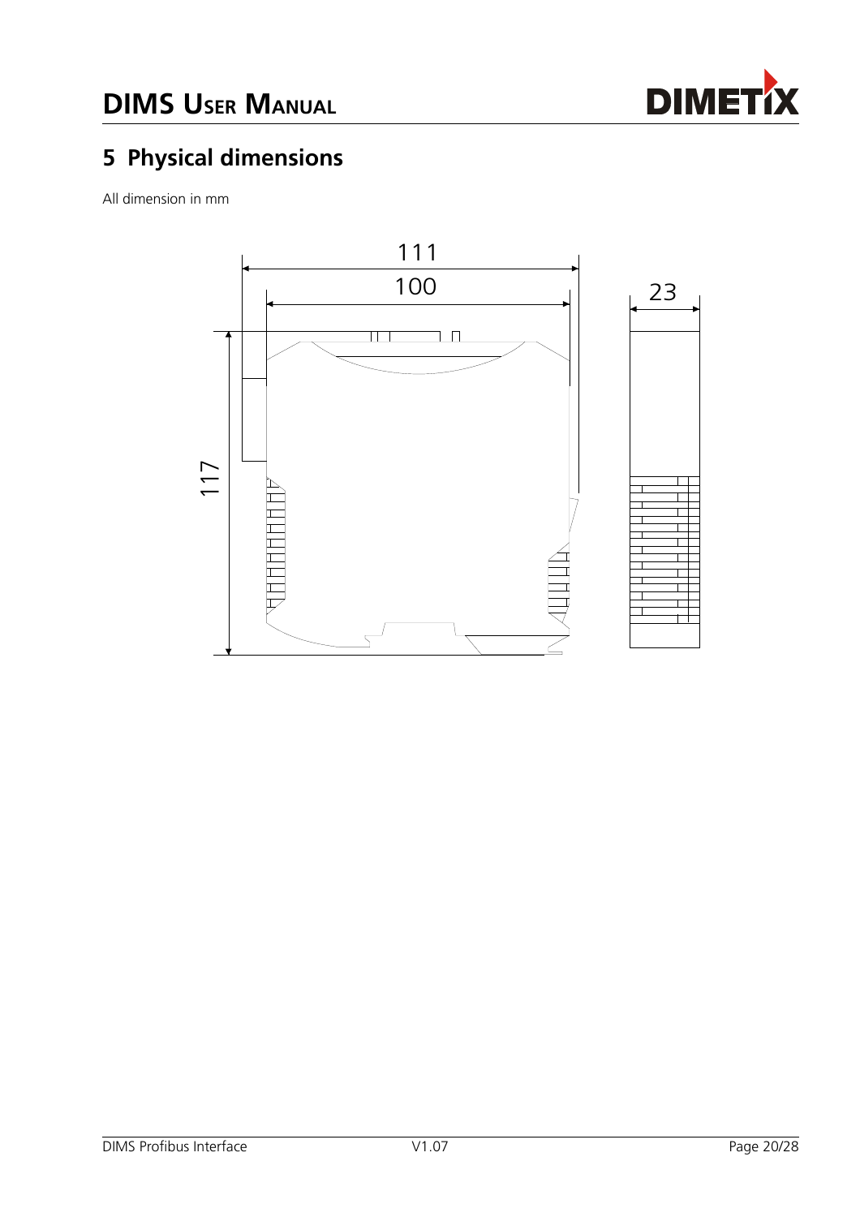# 5 Physical dimensions

All dimension in mm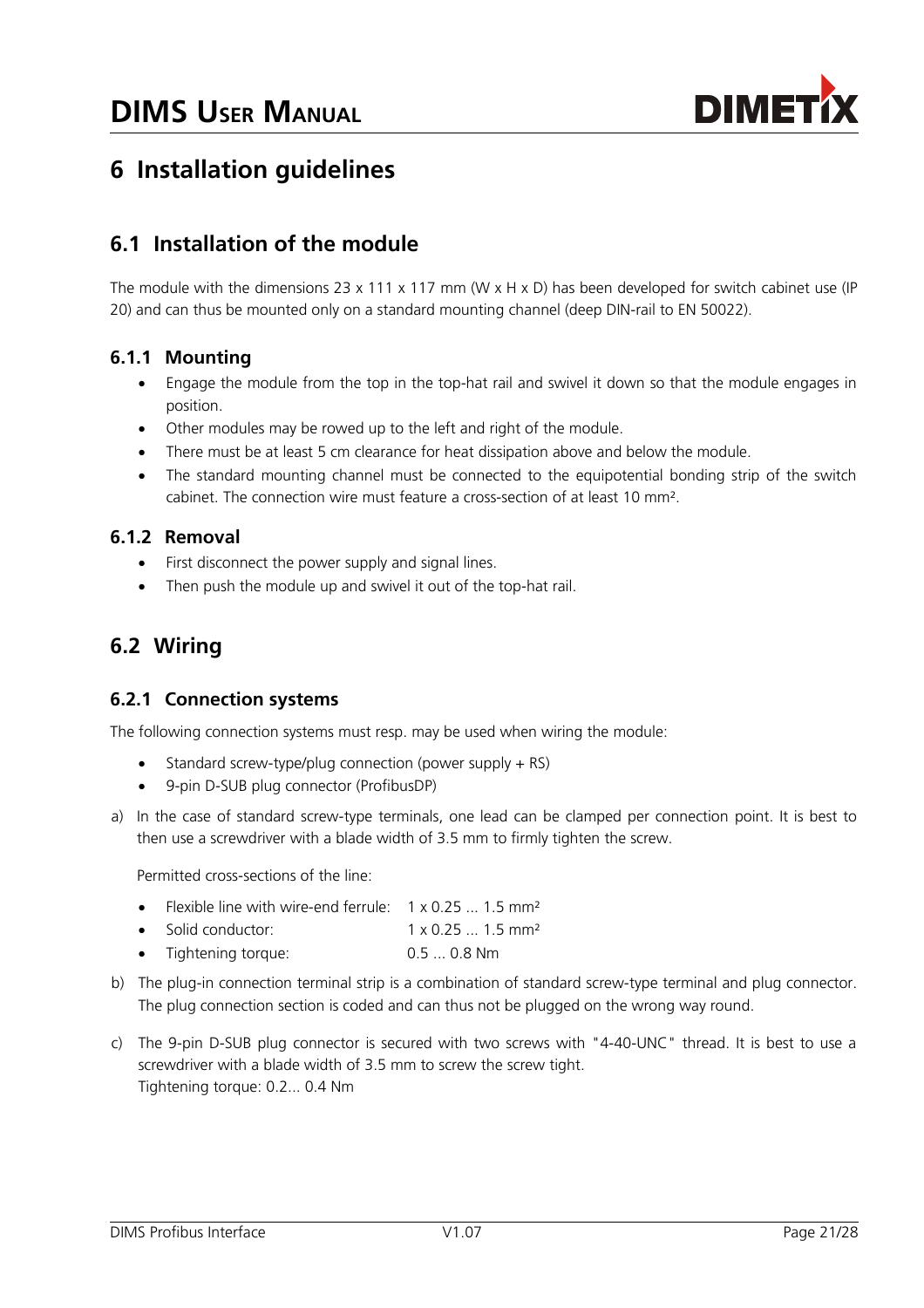# 6 Installation guidelines

## 6.1 Installation of the module

The module with the dimensions 23 x 111 x 117 mm (W x H x D) has been developed for switch cabinet use (IP 20) and can thus be mounted only on a standard mounting channel (deep DIN-rail to EN 50022).

### 6.1.1 Mounting

- Engage the module from the top in the top-hat rail and swivel it down so that the module engages in position.
- Other modules may be rowed up to the left and right of the module.
- There must be at least 5 cm clearance for heat dissipation above and below the module.
- The standard mounting channel must be connected to the equipotential bonding strip of the switch cabinet. The connection wire must feature a cross-section of at least 10 mm².

### 6.1.2 Removal

- First disconnect the power supply and signal lines.
- Then push the module up and swivel it out of the top-hat rail.

## 6.2 Wiring

### 6.2.1 Connection systems

The following connection systems must resp. may be used when wiring the module:

- Standard screw-type/plug connection (power supply + RS)
- 9-pin D-SUB plug connector (ProfibusDP)

a) In the case of standard screw-type terminals, one lead can be clamped per connection point. It is best to then use a screwdriver with a blade width of 3.5 mm to firmly tighten the screw.

   Permitted cross-sections of the line:

   - Flexible line with wire-end ferrule: 1 x 0.25 ... 1.5 mm²
   - Solid conductor: 1 x 0.25 ... 1.5 mm²
   - Tightening torque: 0.5 ... 0.8 Nm

b) The plug-in connection terminal strip is a combination of standard screw-type terminal and plug connector. The plug connection section is coded and can thus not be plugged on the wrong way round.

c) The 9-pin D-SUB plug connector is secured with two screws with "4-40-UNC" thread. It is best to use a screwdriver with a blade width of 3.5 mm to screw the screw tight.
   Tightening torque: 0.2... 0.4 Nm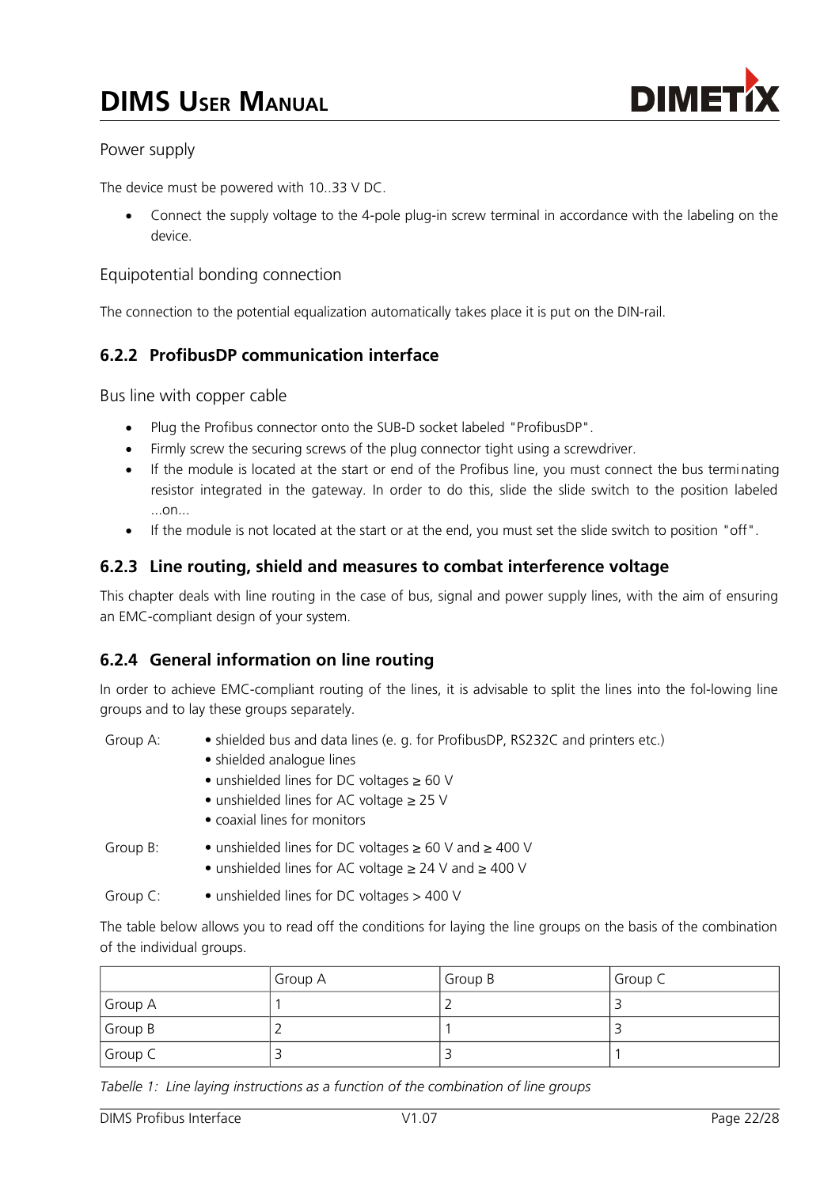### Power supply

The device must be powered with 10..33 V DC.

- Connect the supply voltage to the 4-pole plug-in screw terminal in accordance with the labeling on the device.

### Equipotential bonding connection

The connection to the potential equalization automatically takes place it is put on the DIN-rail.

## 6.2.2 ProfibusDP communication interface

### Bus line with copper cable

- Plug the Profibus connector onto the SUB-D socket labeled "ProfibusDP".
- Firmly screw the securing screws of the plug connector tight using a screwdriver.
- If the module is located at the start or end of the Profibus line, you must connect the bus terminating resistor integrated in the gateway. In order to do this, slide the slide switch to the position labeled ...on...
- If the module is not located at the start or at the end, you must set the slide switch to position "off".

## 6.2.3 Line routing, shield and measures to combat interference voltage

This chapter deals with line routing in the case of bus, signal and power supply lines, with the aim of ensuring an EMC-compliant design of your system.

## 6.2.4 General information on line routing

In order to achieve EMC-compliant routing of the lines, it is advisable to split the lines into the fol-lowing line groups and to lay these groups separately.

Group A:
- shielded bus and data lines (e. g. for ProfibusDP, RS232C and printers etc.)
- shielded analogue lines
- unshielded lines for DC voltages ≥ 60 V
- unshielded lines for AC voltage ≥ 25 V
- coaxial lines for monitors

Group B:
- unshielded lines for DC voltages ≥ 60 V and ≥ 400 V
- unshielded lines for AC voltage ≥ 24 V and ≥ 400 V

Group C:
- unshielded lines for DC voltages > 400 V

The table below allows you to read off the conditions for laying the line groups on the basis of the combination of the individual groups.

| | Group A | Group B | Group C |
|---|---|---|---|
| Group A | 1 | 2 | 3 |
| Group B | 2 | 1 | 3 |
| Group C | 3 | 3 | 1 |

*Tabelle 1: Line laying instructions as a function of the combination of line groups*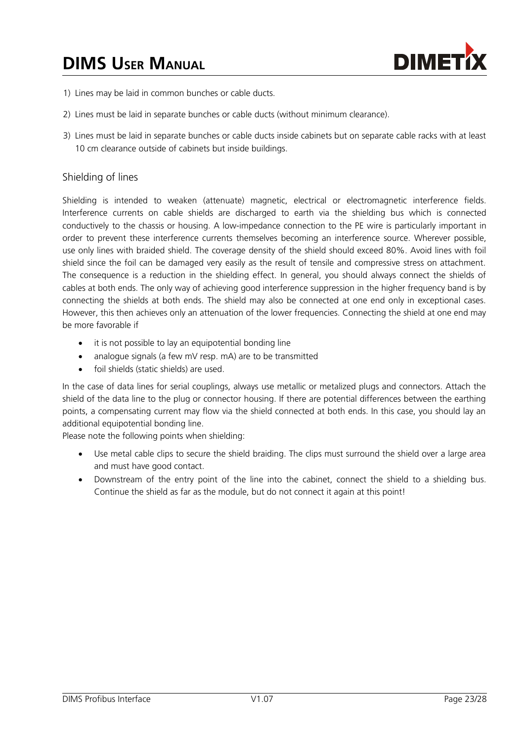1) Lines may be laid in common bunches or cable ducts.

2) Lines must be laid in separate bunches or cable ducts (without minimum clearance).

3) Lines must be laid in separate bunches or cable ducts inside cabinets but on separate cable racks with at least 10 cm clearance outside of cabinets but inside buildings.

## Shielding of lines

Shielding is intended to weaken (attenuate) magnetic, electrical or electromagnetic interference fields. Interference currents on cable shields are discharged to earth via the shielding bus which is connected conductively to the chassis or housing. A low-impedance connection to the PE wire is particularly important in order to prevent these interference currents themselves becoming an interference source. Wherever possible, use only lines with braided shield. The coverage density of the shield should exceed 80%. Avoid lines with foil shield since the foil can be damaged very easily as the result of tensile and compressive stress on attachment. The consequence is a reduction in the shielding effect. In general, you should always connect the shields of cables at both ends. The only way of achieving good interference suppression in the higher frequency band is by connecting the shields at both ends. The shield may also be connected at one end only in exceptional cases. However, this then achieves only an attenuation of the lower frequencies. Connecting the shield at one end may be more favorable if

- it is not possible to lay an equipotential bonding line
- analogue signals (a few mV resp. mA) are to be transmitted
- foil shields (static shields) are used.

In the case of data lines for serial couplings, always use metallic or metalized plugs and connectors. Attach the shield of the data line to the plug or connector housing. If there are potential differences between the earthing points, a compensating current may flow via the shield connected at both ends. In this case, you should lay an additional equipotential bonding line.

Please note the following points when shielding:

- Use metal cable clips to secure the shield braiding. The clips must surround the shield over a large area and must have good contact.
- Downstream of the entry point of the line into the cabinet, connect the shield to a shielding bus. Continue the shield as far as the module, but do not connect it again at this point!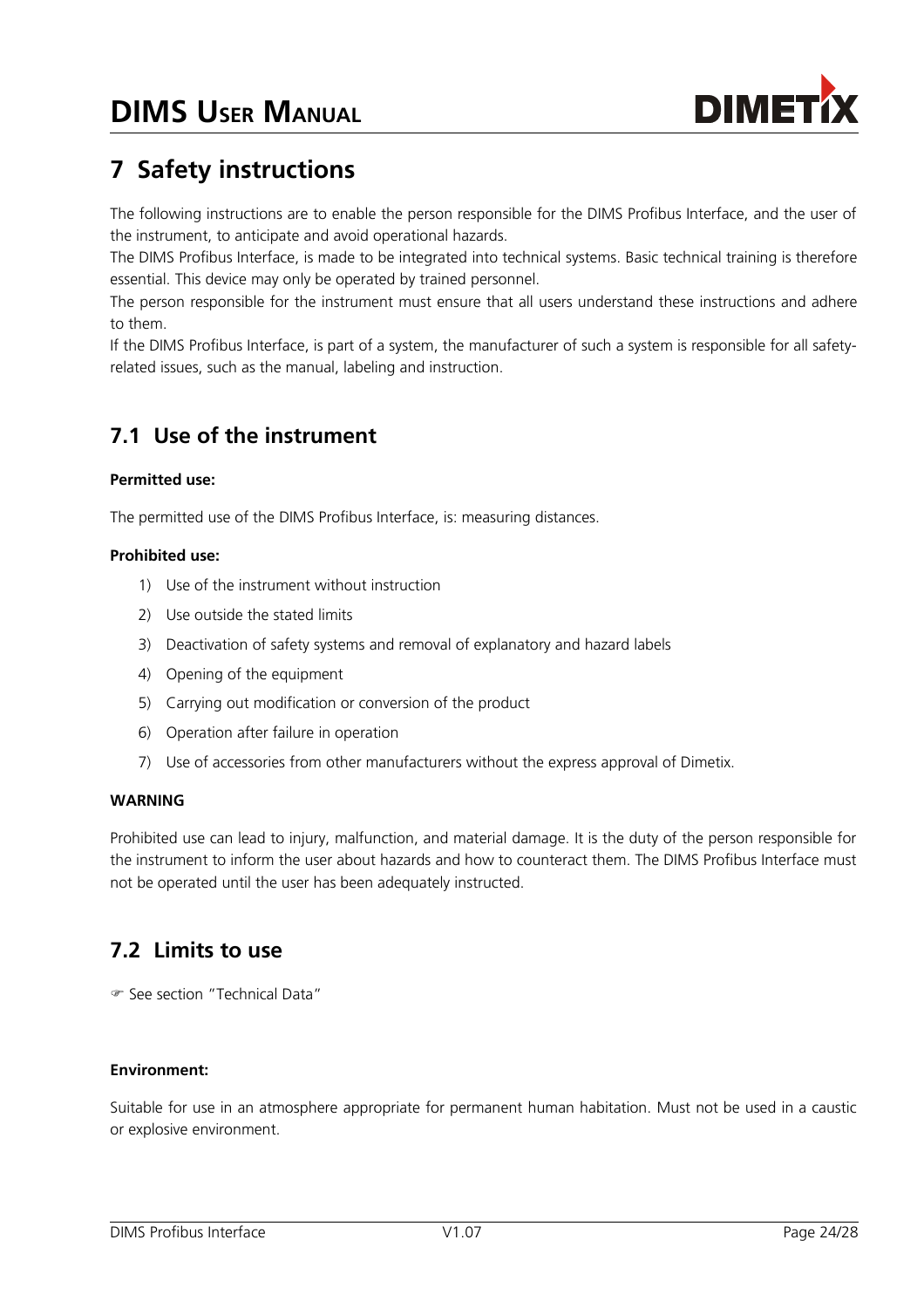# 7 Safety instructions

The following instructions are to enable the person responsible for the DIMS Profibus Interface, and the user of the instrument, to anticipate and avoid operational hazards.

The DIMS Profibus Interface, is made to be integrated into technical systems. Basic technical training is therefore essential. This device may only be operated by trained personnel.

The person responsible for the instrument must ensure that all users understand these instructions and adhere to them.

If the DIMS Profibus Interface, is part of a system, the manufacturer of such a system is responsible for all safety-related issues, such as the manual, labeling and instruction.

## 7.1 Use of the instrument

**Permitted use:**

The permitted use of the DIMS Profibus Interface, is: measuring distances.

**Prohibited use:**

1) Use of the instrument without instruction
2) Use outside the stated limits
3) Deactivation of safety systems and removal of explanatory and hazard labels
4) Opening of the equipment
5) Carrying out modification or conversion of the product
6) Operation after failure in operation
7) Use of accessories from other manufacturers without the express approval of Dimetix.

**WARNING**

Prohibited use can lead to injury, malfunction, and material damage. It is the duty of the person responsible for the instrument to inform the user about hazards and how to counteract them. The DIMS Profibus Interface must not be operated until the user has been adequately instructed.

## 7.2 Limits to use

☞ See section "Technical Data"

**Environment:**

Suitable for use in an atmosphere appropriate for permanent human habitation. Must not be used in a caustic or explosive environment.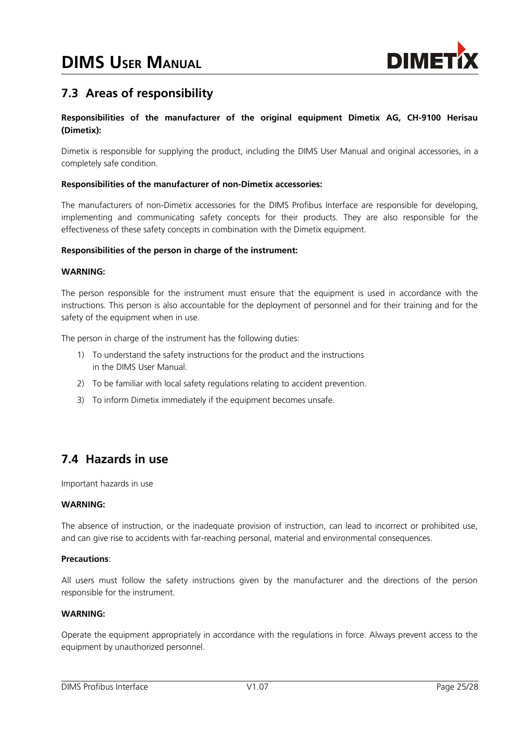## 7.3 Areas of responsibility

**Responsibilities of the manufacturer of the original equipment Dimetix AG, CH-9100 Herisau (Dimetix):**

Dimetix is responsible for supplying the product, including the DIMS User Manual and original accessories, in a completely safe condition.

**Responsibilities of the manufacturer of non-Dimetix accessories:**

The manufacturers of non-Dimetix accessories for the DIMS Profibus Interface are responsible for developing, implementing and communicating safety concepts for their products. They are also responsible for the effectiveness of these safety concepts in combination with the Dimetix equipment.

**Responsibilities of the person in charge of the instrument:**

**WARNING:**

The person responsible for the instrument must ensure that the equipment is used in accordance with the instructions. This person is also accountable for the deployment of personnel and for their training and for the safety of the equipment when in use.

The person in charge of the instrument has the following duties:

1) To understand the safety instructions for the product and the instructions in the DIMS User Manual.
2) To be familiar with local safety regulations relating to accident prevention.
3) To inform Dimetix immediately if the equipment becomes unsafe.

## 7.4 Hazards in use

Important hazards in use

**WARNING:**

The absence of instruction, or the inadequate provision of instruction, can lead to incorrect or prohibited use, and can give rise to accidents with far-reaching personal, material and environmental consequences.

**Precautions**:

All users must follow the safety instructions given by the manufacturer and the directions of the person responsible for the instrument.

**WARNING:**

Operate the equipment appropriately in accordance with the regulations in force. Always prevent access to the equipment by unauthorized personnel.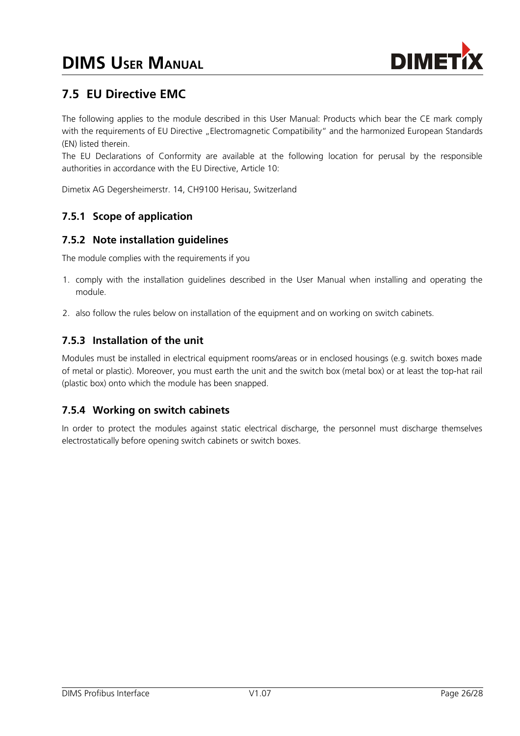## 7.5 EU Directive EMC

The following applies to the module described in this User Manual: Products which bear the CE mark comply with the requirements of EU Directive „Electromagnetic Compatibility" and the harmonized European Standards (EN) listed therein.

The EU Declarations of Conformity are available at the following location for perusal by the responsible authorities in accordance with the EU Directive, Article 10:

Dimetix AG Degersheimerstr. 14, CH9100 Herisau, Switzerland

### 7.5.1 Scope of application

### 7.5.2 Note installation guidelines

The module complies with the requirements if you

1. comply with the installation guidelines described in the User Manual when installing and operating the module.
2. also follow the rules below on installation of the equipment and on working on switch cabinets.

### 7.5.3 Installation of the unit

Modules must be installed in electrical equipment rooms/areas or in enclosed housings (e.g. switch boxes made of metal or plastic). Moreover, you must earth the unit and the switch box (metal box) or at least the top-hat rail (plastic box) onto which the module has been snapped.

### 7.5.4 Working on switch cabinets

In order to protect the modules against static electrical discharge, the personnel must discharge themselves electrostatically before opening switch cabinets or switch boxes.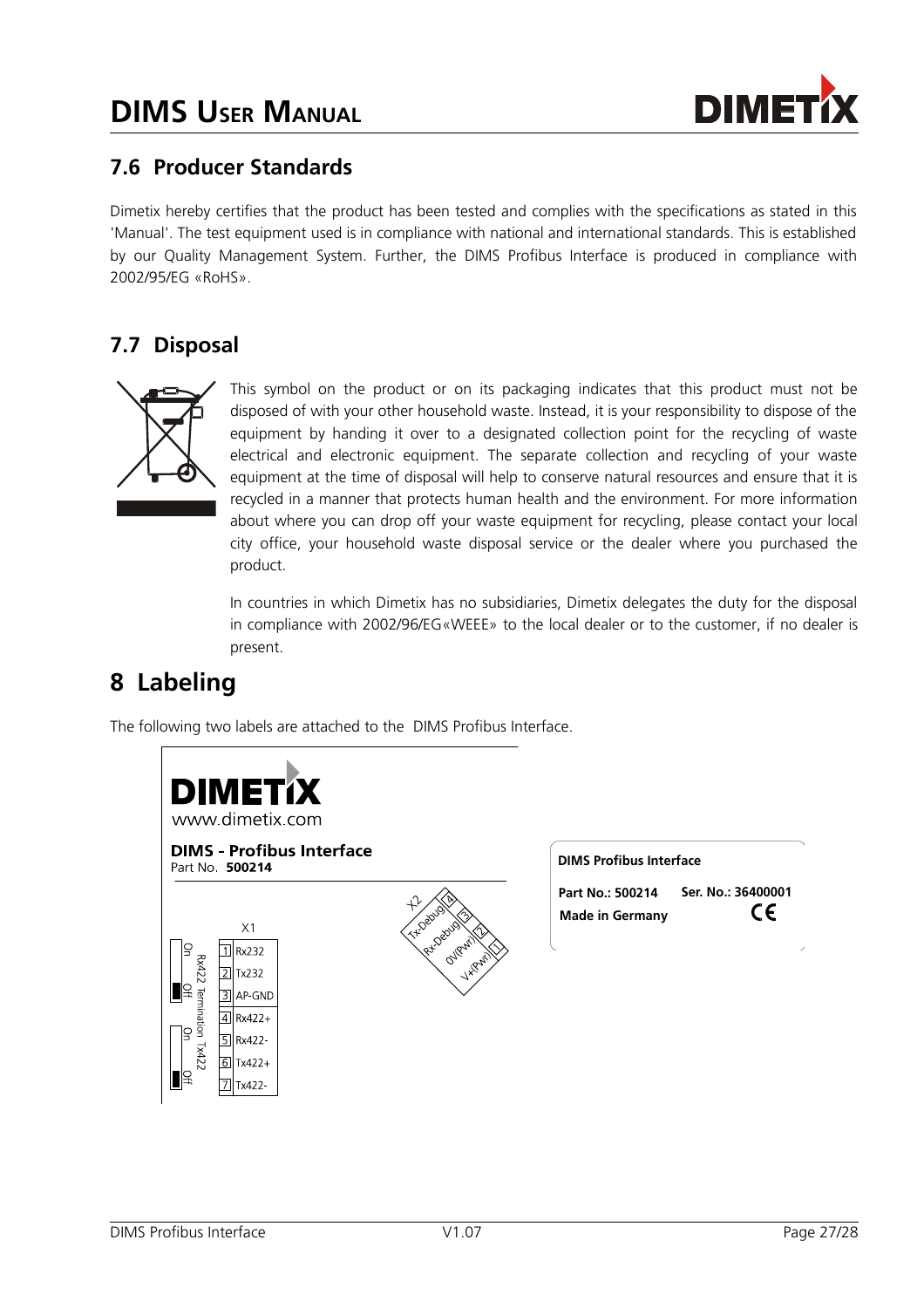## 7.6 Producer Standards

Dimetix hereby certifies that the product has been tested and complies with the specifications as stated in this 'Manual'. The test equipment used is in compliance with national and international standards. This is established by our Quality Management System. Further, the DIMS Profibus Interface is produced in compliance with 2002/95/EG «RoHS».

## 7.7 Disposal

This symbol on the product or on its packaging indicates that this product must not be disposed of with your other household waste. Instead, it is your responsibility to dispose of the equipment by handing it over to a designated collection point for the recycling of waste electrical and electronic equipment. The separate collection and recycling of your waste equipment at the time of disposal will help to conserve natural resources and ensure that it is recycled in a manner that protects human health and the environment. For more information about where you can drop off your waste equipment for recycling, please contact your local city office, your household waste disposal service or the dealer where you purchased the product.

In countries in which Dimetix has no subsidiaries, Dimetix delegates the duty for the disposal in compliance with 2002/96/EG«WEEE» to the local dealer or to the customer, if no dealer is present.

# 8 Labeling

The following two labels are attached to the DIMS Profibus Interface.

**DIMETIX**
www.dimetix.com

**DIMS - Profibus Interface**
Part No. **500214**

X1

| Pin | Signal |
|---|---|
| 1 | Rx232 |
| 2 | Tx232 |
| 3 | AP-GND |
| 4 | Rx422+ |
| 5 | Rx422- |
| 6 | Tx422+ |
| 7 | Tx422- |

Termination switches: Rx422 (On / Off), Tx422 (On / Off)

X2

| Pin | Signal |
|---|---|
| 4 | Tx-Debug |
| 3 | Rx-Debug |
| 2 | 0V(Pwr) |
| 1 | V+(Pwr) |

**DIMS Profibus Interface**
**Part No.: 500214** **Ser. No.: 36400001**
**Made in Germany** CE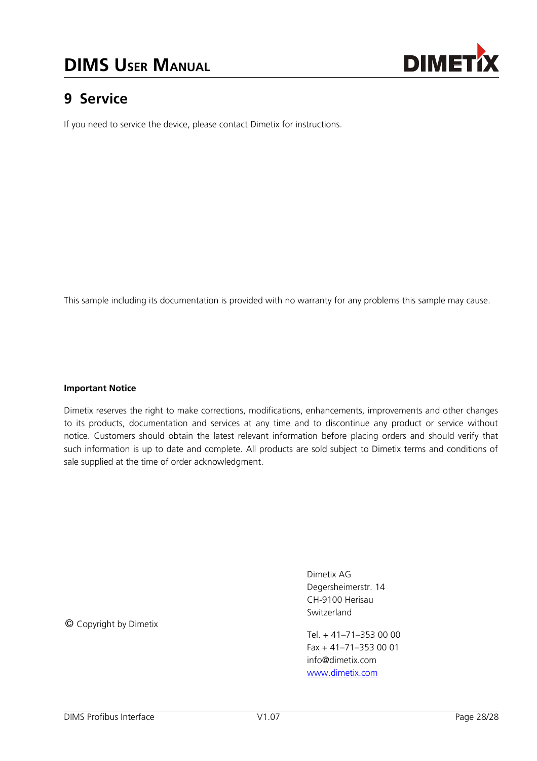# 9 Service

If you need to service the device, please contact Dimetix for instructions.

This sample including its documentation is provided with no warranty for any problems this sample may cause.

**Important Notice**

Dimetix reserves the right to make corrections, modifications, enhancements, improvements and other changes to its products, documentation and services at any time and to discontinue any product or service without notice. Customers should obtain the latest relevant information before placing orders and should verify that such information is up to date and complete. All products are sold subject to Dimetix terms and conditions of sale supplied at the time of order acknowledgment.

© Copyright by Dimetix

Dimetix AG
Degersheimerstr. 14
CH-9100 Herisau
Switzerland

Tel. + 41–71–353 00 00
Fax + 41–71–353 00 01
info@dimetix.com
www.dimetix.com